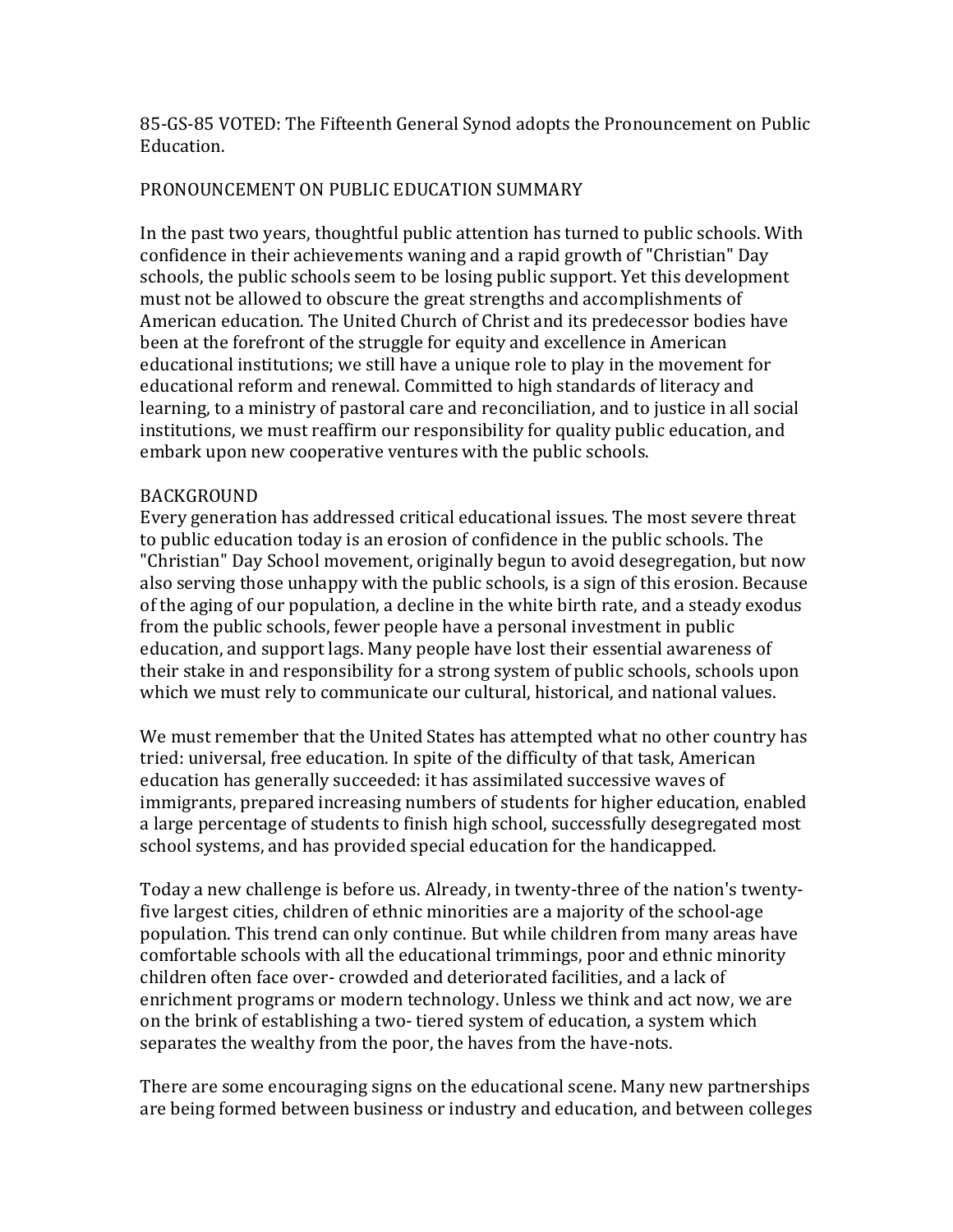85-GS-85 VOTED: The Fifteenth General Synod adopts the Pronouncement on Public Education.

## PRONOUNCEMENT ON PUBLIC EDUCATION SUMMARY

In the past two years, thoughtful public attention has turned to public schools. With confidence in their achievements waning and a rapid growth of "Christian" Day schools, the public schools seem to be losing public support. Yet this development must not be allowed to obscure the great strengths and accomplishments of American education. The United Church of Christ and its predecessor bodies have been at the forefront of the struggle for equity and excellence in American educational institutions; we still have a unique role to play in the movement for educational reform and renewal. Committed to high standards of literacy and learning, to a ministry of pastoral care and reconciliation, and to justice in all social institutions, we must reaffirm our responsibility for quality public education, and embark upon new cooperative ventures with the public schools.

## BACKGROUND

Every generation has addressed critical educational issues. The most severe threat to public education today is an erosion of confidence in the public schools. The "Christian" Day School movement, originally begun to avoid desegregation, but now also serving those unhappy with the public schools, is a sign of this erosion. Because of the aging of our population, a decline in the white birth rate, and a steady exodus from the public schools, fewer people have a personal investment in public education, and support lags. Many people have lost their essential awareness of their stake in and responsibility for a strong system of public schools, schools upon which we must rely to communicate our cultural, historical, and national values.

We must remember that the United States has attempted what no other country has tried: universal, free education. In spite of the difficulty of that task, American education has generally succeeded: it has assimilated successive waves of immigrants, prepared increasing numbers of students for higher education, enabled a large percentage of students to finish high school, successfully desegregated most school systems, and has provided special education for the handicapped.

Today a new challenge is before us. Already, in twenty-three of the nation's twenty-five largest cities, children of ethnic minorities are a majority of the school-age population. This trend can only continue. But while children from many areas have comfortable schools with all the educational trimmings, poor and ethnic minority children often face over-crowded and deteriorated facilities, and a lack of enrichment programs or modern technology. Unless we think and act now, we are on the brink of establishing a two-tiered system of education, a system which separates the wealthy from the poor, the haves from the have-nots.

There are some encouraging signs on the educational scene. Many new partnerships are being formed between business or industry and education, and between colleges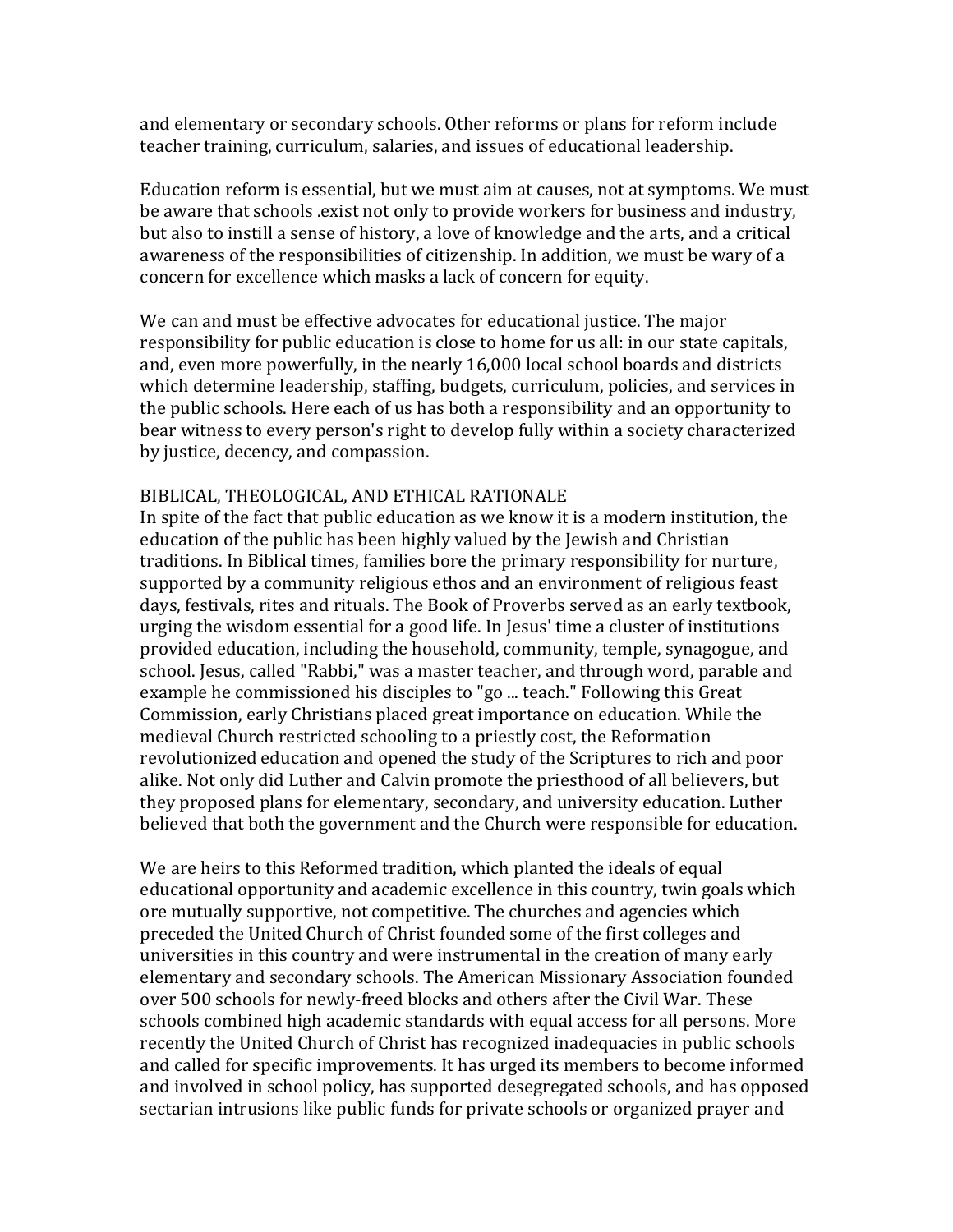and elementary or secondary schools. Other reforms or plans for reform include teacher training, curriculum, salaries, and issues of educational leadership.

Education reform is essential, but we must aim at causes, not at symptoms. We must be aware that schools .exist not only to provide workers for business and industry, but also to instill a sense of history, a love of knowledge and the arts, and a critical awareness of the responsibilities of citizenship. In addition, we must be wary of a concern for excellence which masks a lack of concern for equity.

We can and must be effective advocates for educational justice. The major responsibility for public education is close to home for us all: in our state capitals, and, even more powerfully, in the nearly 16,000 local school boards and districts which determine leadership, staffing, budgets, curriculum, policies, and services in the public schools. Here each of us has both a responsibility and an opportunity to bear witness to every person's right to develop fully within a society characterized by justice, decency, and compassion.

## BIBLICAL, THEOLOGICAL, AND ETHICAL RATIONALE

In spite of the fact that public education as we know it is a modern institution, the education of the public has been highly valued by the Jewish and Christian traditions. In Biblical times, families bore the primary responsibility for nurture, supported by a community religious ethos and an environment of religious feast days, festivals, rites and rituals. The Book of Proverbs served as an early textbook, urging the wisdom essential for a good life. In Jesus' time a cluster of institutions provided education, including the household, community, temple, synagogue, and school. Jesus, called "Rabbi," was a master teacher, and through word, parable and example he commissioned his disciples to "go ... teach." Following this Great Commission, early Christians placed great importance on education. While the medieval Church restricted schooling to a priestly cost, the Reformation revolutionized education and opened the study of the Scriptures to rich and poor alike. Not only did Luther and Calvin promote the priesthood of all believers, but they proposed plans for elementary, secondary, and university education. Luther believed that both the government and the Church were responsible for education.

We are heirs to this Reformed tradition, which planted the ideals of equal educational opportunity and academic excellence in this country, twin goals which ore mutually supportive, not competitive. The churches and agencies which preceded the United Church of Christ founded some of the first colleges and universities in this country and were instrumental in the creation of many early elementary and secondary schools. The American Missionary Association founded over 500 schools for newly-freed blocks and others after the Civil War. These schools combined high academic standards with equal access for all persons. More recently the United Church of Christ has recognized inadequacies in public schools and called for specific improvements. It has urged its members to become informed and involved in school policy, has supported desegregated schools, and has opposed sectarian intrusions like public funds for private schools or organized prayer and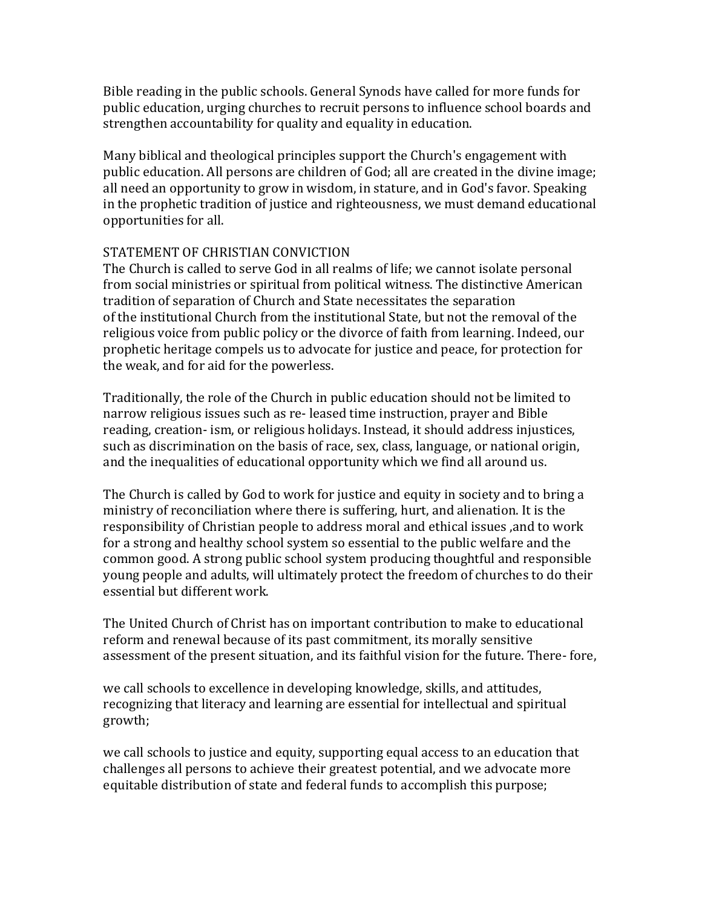Bible reading in the public schools. General Synods have called for more funds for public education, urging churches to recruit persons to influence school boards and strengthen accountability for quality and equality in education.

Many biblical and theological principles support the Church's engagement with public education. All persons are children of God; all are created in the divine image; all need an opportunity to grow in wisdom, in stature, and in God's favor. Speaking in the prophetic tradition of justice and righteousness, we must demand educational opportunities for all.

## STATEMENT OF CHRISTIAN CONVICTION

The Church is called to serve God in all realms of life; we cannot isolate personal from social ministries or spiritual from political witness. The distinctive American tradition of separation of Church and State necessitates the separation of the institutional Church from the institutional State, but not the removal of the religious voice from public policy or the divorce of faith from learning. Indeed, our prophetic heritage compels us to advocate for justice and peace, for protection for the weak, and for aid for the powerless.

Traditionally, the role of the Church in public education should not be limited to narrow religious issues such as re- leased time instruction, prayer and Bible reading, creation- ism, or religious holidays. Instead, it should address injustices, such as discrimination on the basis of race, sex, class, language, or national origin, and the inequalities of educational opportunity which we find all around us.

The Church is called by God to work for justice and equity in society and to bring a ministry of reconciliation where there is suffering, hurt, and alienation. It is the responsibility of Christian people to address moral and ethical issues ,and to work for a strong and healthy school system so essential to the public welfare and the common good. A strong public school system producing thoughtful and responsible young people and adults, will ultimately protect the freedom of churches to do their essential but different work.

The United Church of Christ has on important contribution to make to educational reform and renewal because of its past commitment, its morally sensitive assessment of the present situation, and its faithful vision for the future. There- fore,

we call schools to excellence in developing knowledge, skills, and attitudes, recognizing that literacy and learning are essential for intellectual and spiritual growth;

we call schools to justice and equity, supporting equal access to an education that challenges all persons to achieve their greatest potential, and we advocate more equitable distribution of state and federal funds to accomplish this purpose;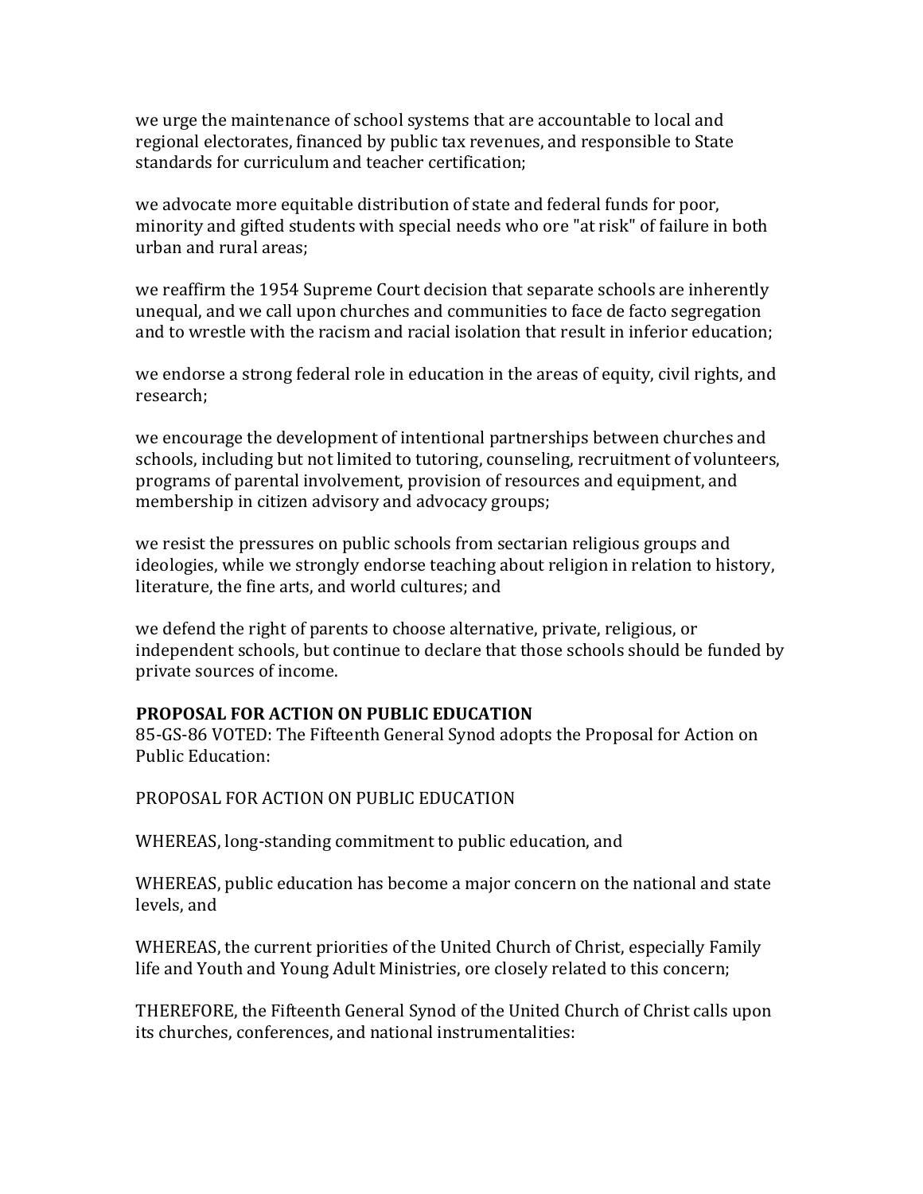we urge the maintenance of school systems that are accountable to local and regional electorates, financed by public tax revenues, and responsible to State standards for curriculum and teacher certification;

we advocate more equitable distribution of state and federal funds for poor, minority and gifted students with special needs who ore "at risk" of failure in both urban and rural areas;

we reaffirm the 1954 Supreme Court decision that separate schools are inherently unequal, and we call upon churches and communities to face de facto segregation and to wrestle with the racism and racial isolation that result in inferior education;

we endorse a strong federal role in education in the areas of equity, civil rights, and research;

we encourage the development of intentional partnerships between churches and schools, including but not limited to tutoring, counseling, recruitment of volunteers, programs of parental involvement, provision of resources and equipment, and membership in citizen advisory and advocacy groups;

we resist the pressures on public schools from sectarian religious groups and ideologies, while we strongly endorse teaching about religion in relation to history, literature, the fine arts, and world cultures; and

we defend the right of parents to choose alternative, private, religious, or independent schools, but continue to declare that those schools should be funded by private sources of income.

**PROPOSAL FOR ACTION ON PUBLIC EDUCATION**

85-GS-86 VOTED: The Fifteenth General Synod adopts the Proposal for Action on Public Education:

PROPOSAL FOR ACTION ON PUBLIC EDUCATION

WHEREAS, long-standing commitment to public education, and

WHEREAS, public education has become a major concern on the national and state levels, and

WHEREAS, the current priorities of the United Church of Christ, especially Family life and Youth and Young Adult Ministries, ore closely related to this concern;

THEREFORE, the Fifteenth General Synod of the United Church of Christ calls upon its churches, conferences, and national instrumentalities: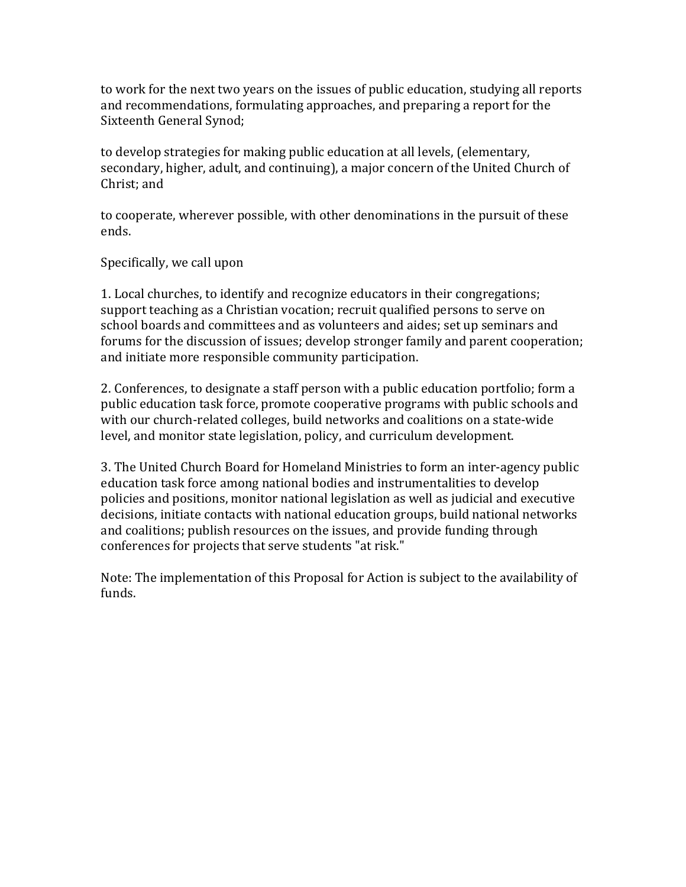to work for the next two years on the issues of public education, studying all reports and recommendations, formulating approaches, and preparing a report for the Sixteenth General Synod;

to develop strategies for making public education at all levels, (elementary, secondary, higher, adult, and continuing), a major concern of the United Church of Christ; and

to cooperate, wherever possible, with other denominations in the pursuit of these ends.

Specifically, we call upon

1. Local churches, to identify and recognize educators in their congregations; support teaching as a Christian vocation; recruit qualified persons to serve on school boards and committees and as volunteers and aides; set up seminars and forums for the discussion of issues; develop stronger family and parent cooperation; and initiate more responsible community participation.

2. Conferences, to designate a staff person with a public education portfolio; form a public education task force, promote cooperative programs with public schools and with our church-related colleges, build networks and coalitions on a state-wide level, and monitor state legislation, policy, and curriculum development.

3. The United Church Board for Homeland Ministries to form an inter-agency public education task force among national bodies and instrumentalities to develop policies and positions, monitor national legislation as well as judicial and executive decisions, initiate contacts with national education groups, build national networks and coalitions; publish resources on the issues, and provide funding through conferences for projects that serve students "at risk."

Note: The implementation of this Proposal for Action is subject to the availability of funds.